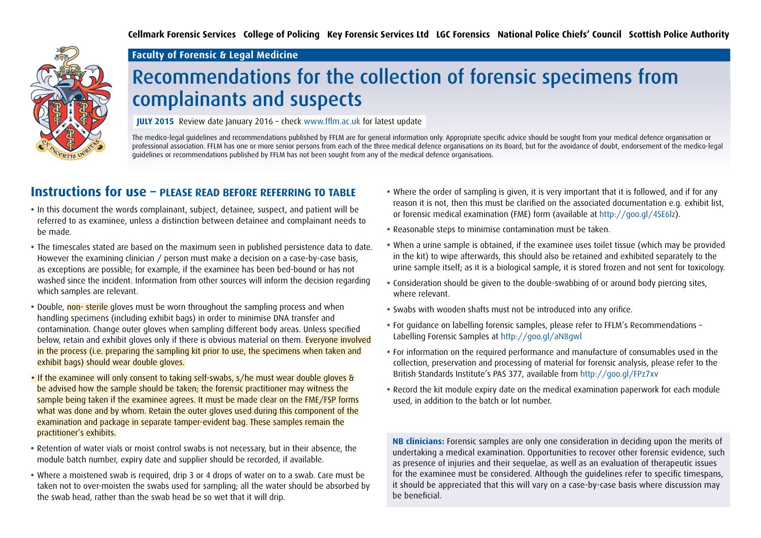Cellmark Forensic Services College of Policing Key Forensic Services Ltd LGC Forensics National Police Chiefs' Council Scottish Police Authority

Faculty of Forensic & Legal Medicine

# Recommendations for the collection of forensic specimens from complainants and suspects

**JULY 2015** Review date January 2016 – check www.fflm.ac.uk for latest update

The medico-legal guidelines and recommendations published by FFLM are for general information only. Appropriate specific advice should be sought from your medical defence organisation or professional association. FFLM has one or more senior persons from each of the three medical defence organisations on its Board, but for the avoidance of doubt, endorsement of the medico-legal guidelines or recommendations published by FFLM has not been sought from any of the medical defence organisations.

## Instructions for use – PLEASE READ BEFORE REFERRING TO TABLE

- In this document the words complainant, subject, detainee, suspect, and patient will be referred to as examinee, unless a distinction between detainee and complainant needs to be made.
- The timescales stated are based on the maximum seen in published persistence data to date. However the examining clinician / person must make a decision on a case-by-case basis, as exceptions are possible; for example, if the examinee has been bed-bound or has not washed since the incident. Information from other sources will inform the decision regarding which samples are relevant.
- Double, non- sterile gloves must be worn throughout the sampling process and when handling specimens (including exhibit bags) in order to minimise DNA transfer and contamination. Change outer gloves when sampling different body areas. Unless specified below, retain and exhibit gloves only if there is obvious material on them. Everyone involved in the process (i.e. preparing the sampling kit prior to use, the specimens when taken and exhibit bags) should wear double gloves.
- If the examinee will only consent to taking self-swabs, s/he must wear double gloves & be advised how the sample should be taken; the forensic practitioner may witness the sample being taken if the examinee agrees. It must be made clear on the FME/FSP forms what was done and by whom. Retain the outer gloves used during this component of the examination and package in separate tamper-evident bag. These samples remain the practitioner's exhibits.
- Retention of water vials or moist control swabs is not necessary, but in their absence, the module batch number, expiry date and supplier should be recorded, if available.
- Where a moistened swab is required, drip 3 or 4 drops of water on to a swab. Care must be taken not to over-moisten the swabs used for sampling; all the water should be absorbed by the swab head, rather than the swab head be so wet that it will drip.
- Where the order of sampling is given, it is very important that it is followed, and if for any reason it is not, then this must be clarified on the associated documentation e.g. exhibit list, or forensic medical examination (FME) form (available at http://goo.gl/4SE6lz).
- Reasonable steps to minimise contamination must be taken.
- When a urine sample is obtained, if the examinee uses toilet tissue (which may be provided in the kit) to wipe afterwards, this should also be retained and exhibited separately to the urine sample itself; as it is a biological sample, it is stored frozen and not sent for toxicology.
- Consideration should be given to the double-swabbing of or around body piercing sites, where relevant.
- Swabs with wooden shafts must not be introduced into any orifice.
- For guidance on labelling forensic samples, please refer to FFLM's Recommendations – Labelling Forensic Samples at http://goo.gl/aN8gwl
- For information on the required performance and manufacture of consumables used in the collection, preservation and processing of material for forensic analysis, please refer to the British Standards Institute's PAS 377, available from http://goo.gl/FPz7xv
- Record the kit module expiry date on the medical examination paperwork for each module used, in addition to the batch or lot number.

**NB clinicians:** Forensic samples are only one consideration in deciding upon the merits of undertaking a medical examination. Opportunities to recover other forensic evidence, such as presence of injuries and their sequelae, as well as an evaluation of therapeutic issues for the examinee must be considered. Although the guidelines refer to specific timespans, it should be appreciated that this will vary on a case-by-case basis where discussion may be beneficial.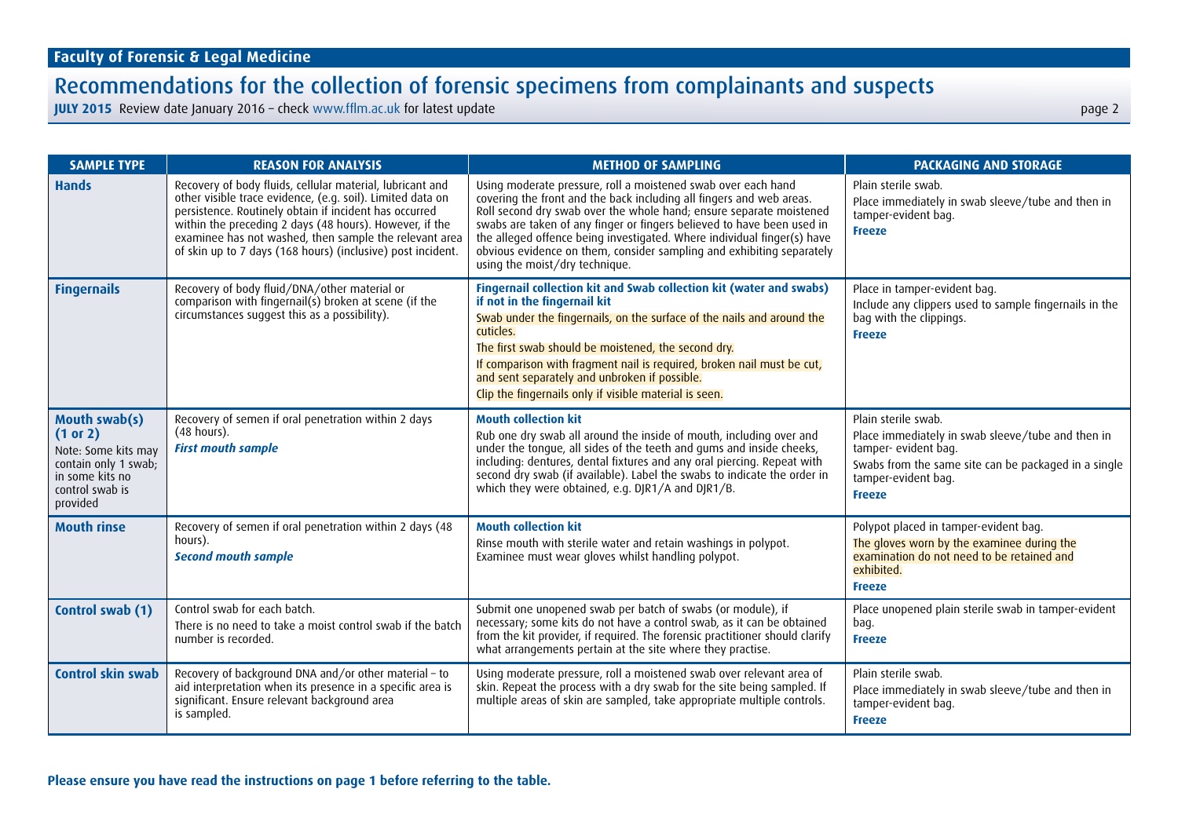## Faculty of Forensic & Legal Medicine

# Recommendations for the collection of forensic specimens from complainants and suspects

**JULY 2015** Review date January 2016 – check www.fflm.ac.uk for latest update

| SAMPLE TYPE | REASON FOR ANALYSIS | METHOD OF SAMPLING | PACKAGING AND STORAGE |
|---|---|---|---|
| **Hands** | Recovery of body fluids, cellular material, lubricant and other visible trace evidence, (e.g. soil). Limited data on persistence. Routinely obtain if incident has occurred within the preceding 2 days (48 hours). However, if the examinee has not washed, then sample the relevant area of skin up to 7 days (168 hours) (inclusive) post incident. | Using moderate pressure, roll a moistened swab over each hand covering the front and the back including all fingers and web areas. Roll second dry swab over the whole hand; ensure separate moistened swabs are taken of any finger or fingers believed to have been used in the alleged offence being investigated. Where individual finger(s) have obvious evidence on them, consider sampling and exhibiting separately using the moist/dry technique. | Plain sterile swab.<br>Place immediately in swab sleeve/tube and then in tamper-evident bag.<br>**Freeze** |
| **Fingernails** | Recovery of body fluid/DNA/other material or comparison with fingernail(s) broken at scene (if the circumstances suggest this as a possibility). | **Fingernail collection kit and Swab collection kit (water and swabs) if not in the fingernail kit**<br>Swab under the fingernails, on the surface of the nails and around the cuticles.<br>The first swab should be moistened, the second dry.<br>If comparison with fragment nail is required, broken nail must be cut, and sent separately and unbroken if possible.<br>Clip the fingernails only if visible material is seen. | Place in tamper-evident bag.<br>Include any clippers used to sample fingernails in the bag with the clippings.<br>**Freeze** |
| **Mouth swab(s) (1 or 2)**<br>Note: Some kits may contain only 1 swab; in some kits no control swab is provided | Recovery of semen if oral penetration within 2 days (48 hours).<br>***First mouth sample*** | **Mouth collection kit**<br>Rub one dry swab all around the inside of mouth, including over and under the tongue, all sides of the teeth and gums and inside cheeks, including: dentures, dental fixtures and any oral piercing. Repeat with second dry swab (if available). Label the swabs to indicate the order in which they were obtained, e.g. DJR1/A and DJR1/B. | Plain sterile swab.<br>Place immediately in swab sleeve/tube and then in tamper- evident bag.<br>Swabs from the same site can be packaged in a single tamper-evident bag.<br>**Freeze** |
| **Mouth rinse** | Recovery of semen if oral penetration within 2 days (48 hours).<br>***Second mouth sample*** | **Mouth collection kit**<br>Rinse mouth with sterile water and retain washings in polypot. Examinee must wear gloves whilst handling polypot. | Polypot placed in tamper-evident bag.<br>The gloves worn by the examinee during the examination do not need to be retained and exhibited.<br>**Freeze** |
| **Control swab (1)** | Control swab for each batch.<br>There is no need to take a moist control swab if the batch number is recorded. | Submit one unopened swab per batch of swabs (or module), if necessary; some kits do not have a control swab, as it can be obtained from the kit provider, if required. The forensic practitioner should clarify what arrangements pertain at the site where they practise. | Place unopened plain sterile swab in tamper-evident bag.<br>**Freeze** |
| **Control skin swab** | Recovery of background DNA and/or other material – to aid interpretation when its presence in a specific area is significant. Ensure relevant background area is sampled. | Using moderate pressure, roll a moistened swab over relevant area of skin. Repeat the process with a dry swab for the site being sampled. If multiple areas of skin are sampled, take appropriate multiple controls. | Plain sterile swab.<br>Place immediately in swab sleeve/tube and then in tamper-evident bag.<br>**Freeze** |

**Please ensure you have read the instructions on page 1 before referring to the table.**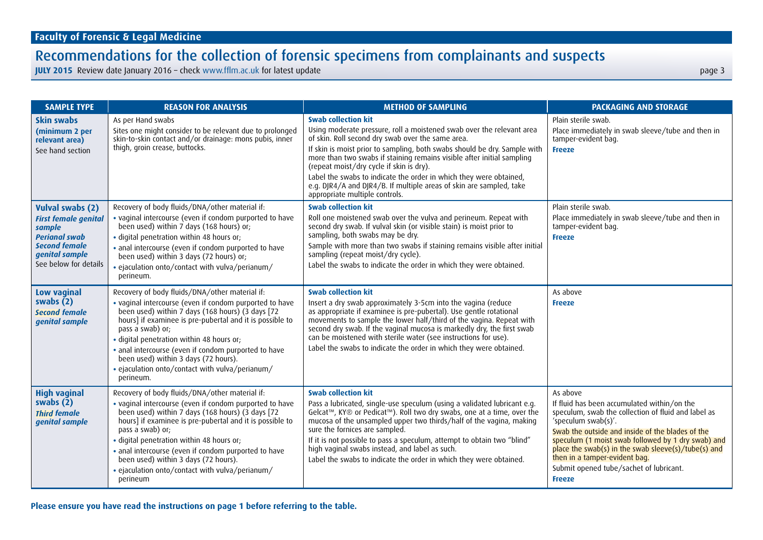| SAMPLE TYPE | REASON FOR ANALYSIS | METHOD OF SAMPLING | PACKAGING AND STORAGE |
|---|---|---|---|
| **Skin swabs** **(minimum 2 per relevant area)** See hand section | As per Hand swabs<br>Sites one might consider to be relevant due to prolonged skin-to-skin contact and/or drainage: mons pubis, inner thigh, groin crease, buttocks. | **Swab collection kit**<br>Using moderate pressure, roll a moistened swab over the relevant area of skin. Roll second dry swab over the same area.<br>If skin is moist prior to sampling, both swabs should be dry. Sample with more than two swabs if staining remains visible after initial sampling (repeat moist/dry cycle if skin is dry).<br>Label the swabs to indicate the order in which they were obtained, e.g. DJR4/A and DJR4/B. If multiple areas of skin are sampled, take appropriate multiple controls. | Plain sterile swab.<br>Place immediately in swab sleeve/tube and then in tamper-evident bag.<br>**Freeze** |
| **Vulval swabs (2)** ***First female genital sample*** ***Perianal swab*** ***Second female genital sample*** See below for details | Recovery of body fluids/DNA/other material if:<br>• vaginal intercourse (even if condom purported to have been used) within 7 days (168 hours) or;<br>• digital penetration within 48 hours or;<br>• anal intercourse (even if condom purported to have been used) within 3 days (72 hours) or;<br>• ejaculation onto/contact with vulva/perianum/perineum. | **Swab collection kit**<br>Roll one moistened swab over the vulva and perineum. Repeat with second dry swab. If vulval skin (or visible stain) is moist prior to sampling, both swabs may be dry.<br>Sample with more than two swabs if staining remains visible after initial sampling (repeat moist/dry cycle).<br>Label the swabs to indicate the order in which they were obtained. | Plain sterile swab.<br>Place immediately in swab sleeve/tube and then in tamper-evident bag.<br>**Freeze** |
| **Low vaginal swabs (2)** ***Second female genital sample*** | Recovery of body fluids/DNA/other material if:<br>• vaginal intercourse (even if condom purported to have been used) within 7 days (168 hours) (3 days [72 hours] if examinee is pre-pubertal and it is possible to pass a swab) or;<br>• digital penetration within 48 hours or;<br>• anal intercourse (even if condom purported to have been used) within 3 days (72 hours).<br>• ejaculation onto/contact with vulva/perianum/perineum. | **Swab collection kit**<br>Insert a dry swab approximately 3-5cm into the vagina (reduce as appropriate if examinee is pre-pubertal). Use gentle rotational movements to sample the lower half/third of the vagina. Repeat with second dry swab. If the vaginal mucosa is markedly dry, the first swab can be moistened with sterile water (see instructions for use).<br>Label the swabs to indicate the order in which they were obtained. | As above<br>**Freeze** |
| **High vaginal swabs (2)** ***Third female genital sample*** | Recovery of body fluids/DNA/other material if:<br>• vaginal intercourse (even if condom purported to have been used) within 7 days (168 hours) (3 days [72 hours] if examinee is pre-pubertal and it is possible to pass a swab) or;<br>• digital penetration within 48 hours or;<br>• anal intercourse (even if condom purported to have been used) within 3 days (72 hours).<br>• ejaculation onto/contact with vulva/perianum/perineum | **Swab collection kit**<br>Pass a lubricated, single-use speculum (using a validated lubricant e.g. Gelcat™, KY® or Pedicat™). Roll two dry swabs, one at a time, over the mucosa of the unsampled upper two thirds/half of the vagina, making sure the fornices are sampled.<br>If it is not possible to pass a speculum, attempt to obtain two "blind" high vaginal swabs instead, and label as such.<br>Label the swabs to indicate the order in which they were obtained. | As above<br>If fluid has been accumulated within/on the speculum, swab the collection of fluid and label as 'speculum swab(s)'.<br>Swab the outside and inside of the blades of the speculum (1 moist swab followed by 1 dry swab) and place the swab(s) in the swab sleeve(s)/tube(s) and then in a tamper-evident bag.<br>Submit opened tube/sachet of lubricant.<br>**Freeze** |

**Please ensure you have read the instructions on page 1 before referring to the table.**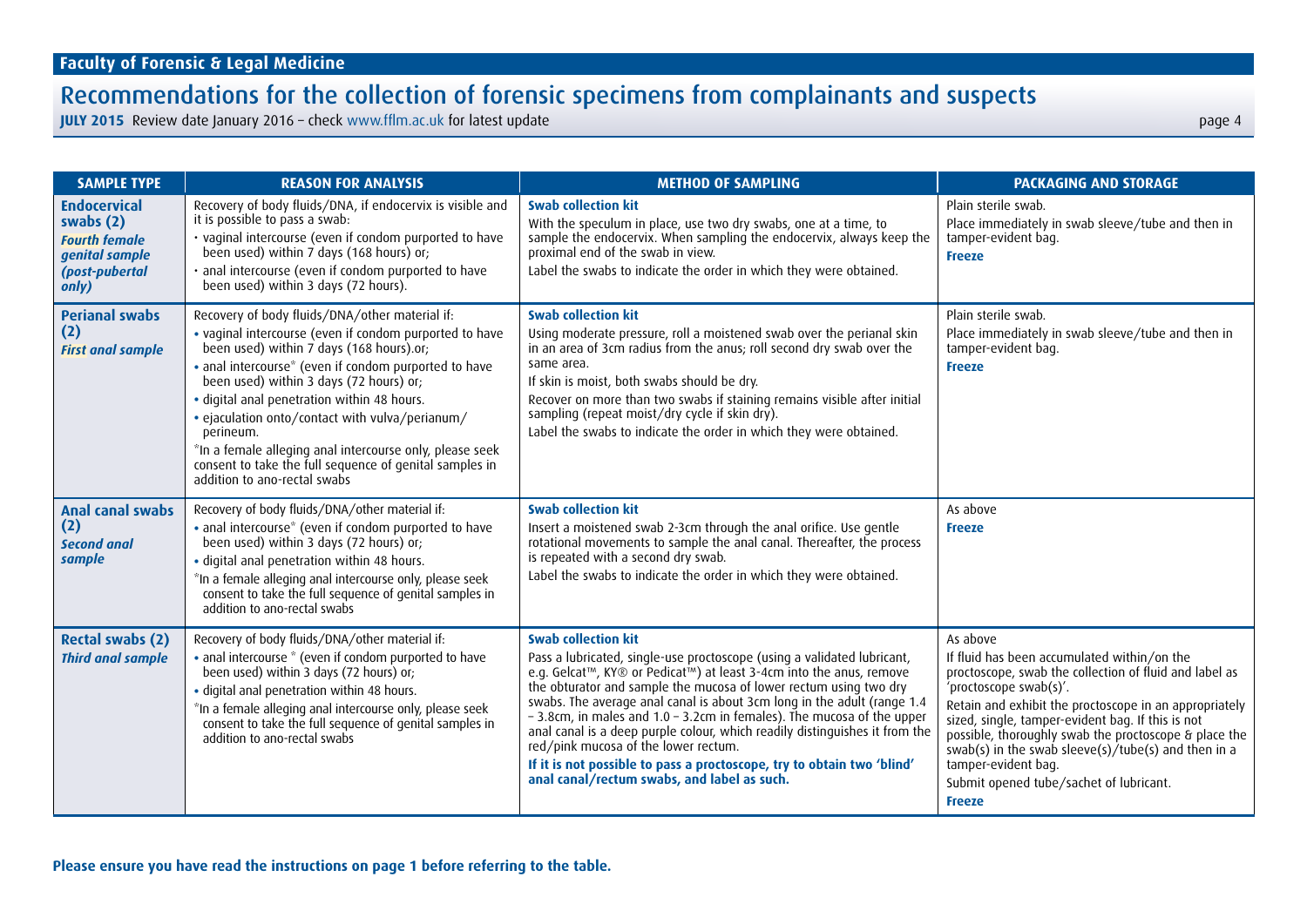# Faculty of Forensic & Legal Medicine

## Recommendations for the collection of forensic specimens from complainants and suspects

**JULY 2015** Review date January 2016 – check www.fflm.ac.uk for latest update

| SAMPLE TYPE | REASON FOR ANALYSIS | METHOD OF SAMPLING | PACKAGING AND STORAGE |
|---|---|---|---|
| **Endocervical swabs (2)**<br>***Fourth female genital sample (post-pubertal only)*** | Recovery of body fluids/DNA, if endocervix is visible and it is possible to pass a swab:<br>• vaginal intercourse (even if condom purported to have been used) within 7 days (168 hours) or;<br>• anal intercourse (even if condom purported to have been used) within 3 days (72 hours). | **Swab collection kit**<br>With the speculum in place, use two dry swabs, one at a time, to sample the endocervix. When sampling the endocervix, always keep the proximal end of the swab in view.<br>Label the swabs to indicate the order in which they were obtained. | Plain sterile swab.<br>Place immediately in swab sleeve/tube and then in tamper-evident bag.<br>**Freeze** |
| **Perianal swabs (2)**<br>***First anal sample*** | Recovery of body fluids/DNA/other material if:<br>• vaginal intercourse (even if condom purported to have been used) within 7 days (168 hours).or;<br>• anal intercourse* (even if condom purported to have been used) within 3 days (72 hours) or;<br>• digital anal penetration within 48 hours.<br>• ejaculation onto/contact with vulva/perianum/perineum.<br>*In a female alleging anal intercourse only, please seek consent to take the full sequence of genital samples in addition to ano-rectal swabs | **Swab collection kit**<br>Using moderate pressure, roll a moistened swab over the perianal skin in an area of 3cm radius from the anus; roll second dry swab over the same area.<br>If skin is moist, both swabs should be dry.<br>Recover on more than two swabs if staining remains visible after initial sampling (repeat moist/dry cycle if skin dry).<br>Label the swabs to indicate the order in which they were obtained. | Plain sterile swab.<br>Place immediately in swab sleeve/tube and then in tamper-evident bag.<br>**Freeze** |
| **Anal canal swabs (2)**<br>***Second anal sample*** | Recovery of body fluids/DNA/other material if:<br>• anal intercourse* (even if condom purported to have been used) within 3 days (72 hours) or;<br>• digital anal penetration within 48 hours.<br>*In a female alleging anal intercourse only, please seek consent to take the full sequence of genital samples in addition to ano-rectal swabs | **Swab collection kit**<br>Insert a moistened swab 2-3cm through the anal orifice. Use gentle rotational movements to sample the anal canal. Thereafter, the process is repeated with a second dry swab.<br>Label the swabs to indicate the order in which they were obtained. | As above<br>**Freeze** |
| **Rectal swabs (2)**<br>***Third anal sample*** | Recovery of body fluids/DNA/other material if:<br>• anal intercourse * (even if condom purported to have been used) within 3 days (72 hours) or;<br>• digital anal penetration within 48 hours.<br>*In a female alleging anal intercourse only, please seek consent to take the full sequence of genital samples in addition to ano-rectal swabs | **Swab collection kit**<br>Pass a lubricated, single-use proctoscope (using a validated lubricant, e.g. Gelcat™, KY® or Pedicat™) at least 3-4cm into the anus, remove the obturator and sample the mucosa of lower rectum using two dry swabs. The average anal canal is about 3cm long in the adult (range 1.4 – 3.8cm, in males and 1.0 – 3.2cm in females). The mucosa of the upper anal canal is a deep purple colour, which readily distinguishes it from the red/pink mucosa of the lower rectum.<br>**If it is not possible to pass a proctoscope, try to obtain two 'blind' anal canal/rectum swabs, and label as such.** | As above<br>If fluid has been accumulated within/on the proctoscope, swab the collection of fluid and label as 'proctoscope swab(s)'.<br>Retain and exhibit the proctoscope in an appropriately sized, single, tamper-evident bag. If this is not possible, thoroughly swab the proctoscope & place the swab(s) in the swab sleeve(s)/tube(s) and then in a tamper-evident bag.<br>Submit opened tube/sachet of lubricant.<br>**Freeze** |

**Please ensure you have read the instructions on page 1 before referring to the table.**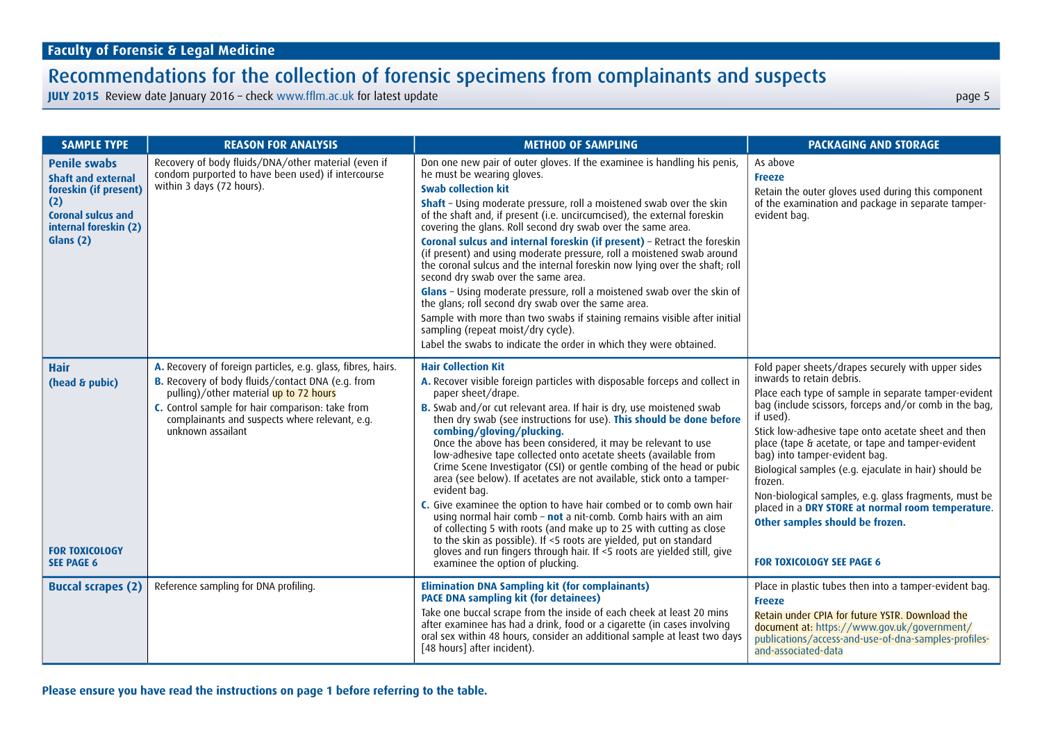**Faculty of Forensic & Legal Medicine**

# Recommendations for the collection of forensic specimens from complainants and suspects

**JULY 2015** Review date January 2016 – check www.fflm.ac.uk for latest update

| SAMPLE TYPE | REASON FOR ANALYSIS | METHOD OF SAMPLING | PACKAGING AND STORAGE |
|---|---|---|---|
| **Penile swabs**<br>**Shaft and external foreskin (if present) (2)**<br>**Coronal sulcus and internal foreskin (2)**<br>**Glans (2)** | Recovery of body fluids/DNA/other material (even if condom purported to have been used) if intercourse within 3 days (72 hours). | Don one new pair of outer gloves. If the examinee is handling his penis, he must be wearing gloves.<br>**Swab collection kit**<br>**Shaft** – Using moderate pressure, roll a moistened swab over the skin of the shaft and, if present (i.e. uncircumcised), the external foreskin covering the glans. Roll second dry swab over the same area.<br>**Coronal sulcus and internal foreskin (if present)** – Retract the foreskin (if present) and using moderate pressure, roll a moistened swab around the coronal sulcus and the internal foreskin now lying over the shaft; roll second dry swab over the same area.<br>**Glans** – Using moderate pressure, roll a moistened swab over the skin of the glans; roll second dry swab over the same area.<br>Sample with more than two swabs if staining remains visible after initial sampling (repeat moist/dry cycle).<br>Label the swabs to indicate the order in which they were obtained. | As above<br>**Freeze**<br>Retain the outer gloves used during this component of the examination and package in separate tamper-evident bag. |
| **Hair**<br>**(head & pubic)**<br><br>**FOR TOXICOLOGY SEE PAGE 6** | **A.** Recovery of foreign particles, e.g. glass, fibres, hairs.<br>**B.** Recovery of body fluids/contact DNA (e.g. from pulling)/other material up to 72 hours<br>**C.** Control sample for hair comparison: take from complainants and suspects where relevant, e.g. unknown assailant | **Hair Collection Kit**<br>**A.** Recover visible foreign particles with disposable forceps and collect in paper sheet/drape.<br>**B.** Swab and/or cut relevant area. If hair is dry, use moistened swab then dry swab (see instructions for use). **This should be done before combing/gloving/plucking.**<br>Once the above has been considered, it may be relevant to use low-adhesive tape collected onto acetate sheets (available from Crime Scene Investigator (CSI) or gentle combing of the head or pubic area (see below). If acetates are not available, stick onto a tamper-evident bag.<br>**C.** Give examinee the option to have hair combed or to comb own hair using normal hair comb – **not** a nit-comb. Comb hairs with an aim of collecting 5 with roots (and make up to 25 with cutting as close to the skin as possible). If <5 roots are yielded, put on standard gloves and run fingers through hair. If <5 roots are yielded still, give examinee the option of plucking. | Fold paper sheets/drapes securely with upper sides inwards to retain debris.<br>Place each type of sample in separate tamper-evident bag (include scissors, forceps and/or comb in the bag, if used).<br>Stick low-adhesive tape onto acetate sheet and then place (tape & acetate, or tape and tamper-evident bag) into tamper-evident bag.<br>Biological samples (e.g. ejaculate in hair) should be frozen.<br>Non-biological samples, e.g. glass fragments, must be placed in a **DRY STORE at normal room temperature**.<br>**Other samples should be frozen.**<br><br>**FOR TOXICOLOGY SEE PAGE 6** |
| **Buccal scrapes (2)** | Reference sampling for DNA profiling. | **Elimination DNA Sampling kit (for complainants)**<br>**PACE DNA sampling kit (for detainees)**<br>Take one buccal scrape from the inside of each cheek at least 20 mins after examinee has had a drink, food or a cigarette (in cases involving oral sex within 48 hours, consider an additional sample at least two days [48 hours] after incident). | Place in plastic tubes then into a tamper-evident bag.<br>**Freeze**<br>Retain under CPIA for future YSTR. Download the document at: https://www.gov.uk/government/publications/access-and-use-of-dna-samples-profiles-and-associated-data |

**Please ensure you have read the instructions on page 1 before referring to the table.**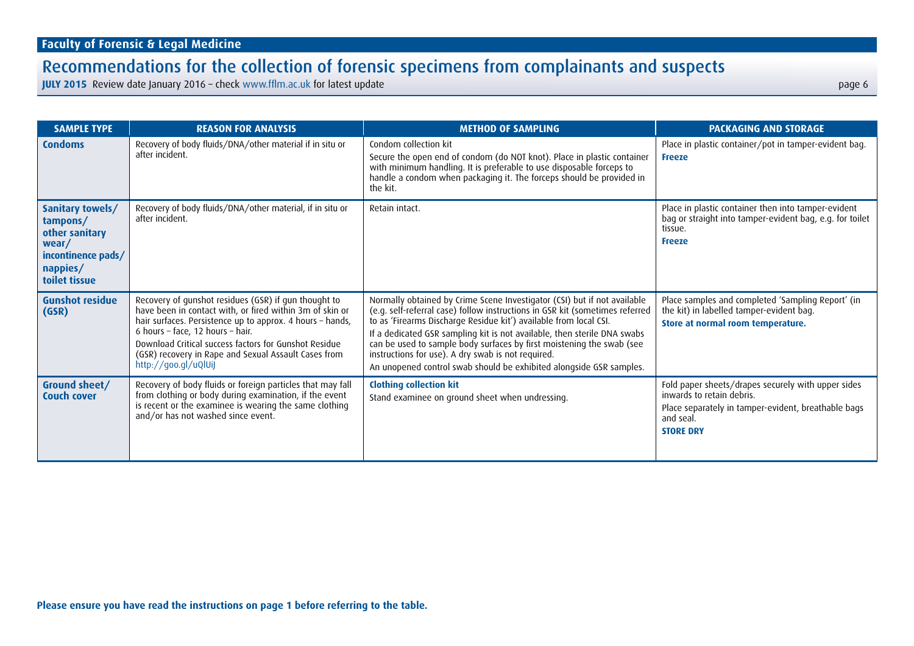| SAMPLE TYPE | REASON FOR ANALYSIS | METHOD OF SAMPLING | PACKAGING AND STORAGE |
|---|---|---|---|
| **Condoms** | Recovery of body fluids/DNA/other material if in situ or after incident. | Condom collection kit<br>Secure the open end of condom (do NOT knot). Place in plastic container with minimum handling. It is preferable to use disposable forceps to handle a condom when packaging it. The forceps should be provided in the kit. | Place in plastic container/pot in tamper-evident bag.<br>**Freeze** |
| **Sanitary towels/ tampons/ other sanitary wear/ incontinence pads/ nappies/ toilet tissue** | Recovery of body fluids/DNA/other material, if in situ or after incident. | Retain intact. | Place in plastic container then into tamper-evident bag or straight into tamper-evident bag, e.g. for toilet tissue.<br>**Freeze** |
| **Gunshot residue (GSR)** | Recovery of gunshot residues (GSR) if gun thought to have been in contact with, or fired within 3m of skin or hair surfaces. Persistence up to approx. 4 hours – hands, 6 hours – face, 12 hours – hair.<br>Download Critical success factors for Gunshot Residue (GSR) recovery in Rape and Sexual Assault Cases from http://goo.gl/uQlUiJ | Normally obtained by Crime Scene Investigator (CSI) but if not available (e.g. self-referral case) follow instructions in GSR kit (sometimes referred to as 'Firearms Discharge Residue kit') available from local CSI.<br>If a dedicated GSR sampling kit is not available, then sterile DNA swabs can be used to sample body surfaces by first moistening the swab (see instructions for use). A dry swab is not required.<br>An unopened control swab should be exhibited alongside GSR samples. | Place samples and completed 'Sampling Report' (in the kit) in labelled tamper-evident bag.<br>**Store at normal room temperature.** |
| **Ground sheet/ Couch cover** | Recovery of body fluids or foreign particles that may fall from clothing or body during examination, if the event is recent or the examinee is wearing the same clothing and/or has not washed since event. | **Clothing collection kit**<br>Stand examinee on ground sheet when undressing. | Fold paper sheets/drapes securely with upper sides inwards to retain debris.<br>Place separately in tamper-evident, breathable bags and seal.<br>**STORE DRY** |

**Please ensure you have read the instructions on page 1 before referring to the table.**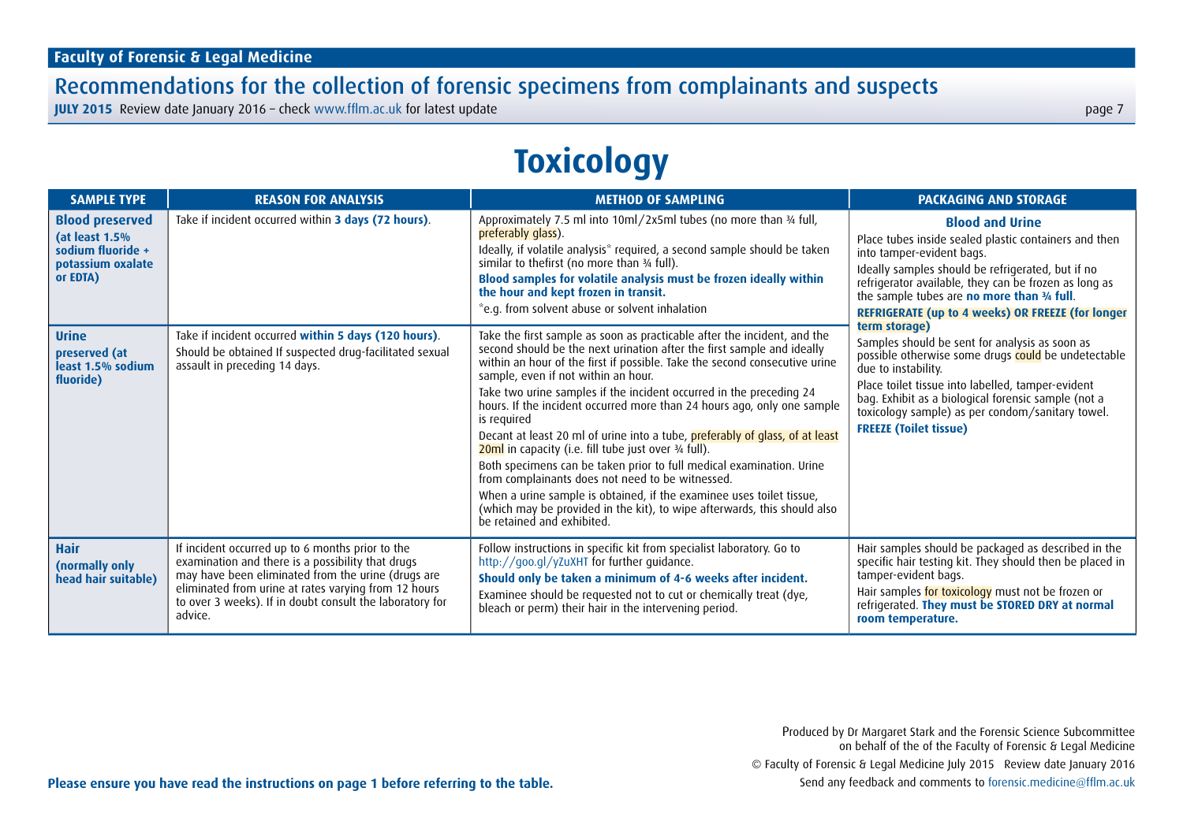# Toxicology

| SAMPLE TYPE | REASON FOR ANALYSIS | METHOD OF SAMPLING | PACKAGING AND STORAGE |
|---|---|---|---|
| **Blood preserved (at least 1.5% sodium fluoride + potassium oxalate or EDTA)** | Take if incident occurred within **3 days (72 hours)**. | Approximately 7.5 ml into 10ml/2x5ml tubes (no more than ¾ full, preferably glass).<br>Ideally, if volatile analysis* required, a second sample should be taken similar to thefirst (no more than ¾ full).<br>**Blood samples for volatile analysis must be frozen ideally within the hour and kept frozen in transit.**<br>*e.g. from solvent abuse or solvent inhalation | **Blood and Urine**<br>Place tubes inside sealed plastic containers and then into tamper-evident bags.<br>Ideally samples should be refrigerated, but if no refrigerator available, they can be frozen as long as the sample tubes are **no more than ¾ full**.<br>**REFRIGERATE (up to 4 weeks) OR FREEZE (for longer term storage)**<br>Samples should be sent for analysis as soon as possible otherwise some drugs could be undetectable due to instability.<br>Place toilet tissue into labelled, tamper-evident bag. Exhibit as a biological forensic sample (not a toxicology sample) as per condom/sanitary towel.<br>**FREEZE (Toilet tissue)** |
| **Urine preserved (at least 1.5% sodium fluoride)** | Take if incident occurred **within 5 days (120 hours)**.<br>Should be obtained If suspected drug-facilitated sexual assault in preceding 14 days. | Take the first sample as soon as practicable after the incident, and the second should be the next urination after the first sample and ideally within an hour of the first if possible. Take the second consecutive urine sample, even if not within an hour.<br>Take two urine samples if the incident occurred in the preceding 24 hours. If the incident occurred more than 24 hours ago, only one sample is required<br>Decant at least 20 ml of urine into a tube, preferably of glass, of at least 20ml in capacity (i.e. fill tube just over ¾ full).<br>Both specimens can be taken prior to full medical examination. Urine from complainants does not need to be witnessed.<br>When a urine sample is obtained, if the examinee uses toilet tissue, (which may be provided in the kit), to wipe afterwards, this should also be retained and exhibited. | |
| **Hair (normally only head hair suitable)** | If incident occurred up to 6 months prior to the examination and there is a possibility that drugs may have been eliminated from the urine (drugs are eliminated from urine at rates varying from 12 hours to over 3 weeks). If in doubt consult the laboratory for advice. | Follow instructions in specific kit from specialist laboratory. Go to http://goo.gl/yZuXHT for further guidance.<br>**Should only be taken a minimum of 4-6 weeks after incident.**<br>Examinee should be requested not to cut or chemically treat (dye, bleach or perm) their hair in the intervening period. | Hair samples should be packaged as described in the specific hair testing kit. They should then be placed in tamper-evident bags.<br>Hair samples for toxicology must not be frozen or refrigerated. **They must be STORED DRY at normal room temperature.** |

**Please ensure you have read the instructions on page 1 before referring to the table.**

Produced by Dr Margaret Stark and the Forensic Science Subcommittee on behalf of the of the Faculty of Forensic & Legal Medicine

© Faculty of Forensic & Legal Medicine July 2015 Review date January 2016

Send any feedback and comments to forensic.medicine@fflm.ac.uk